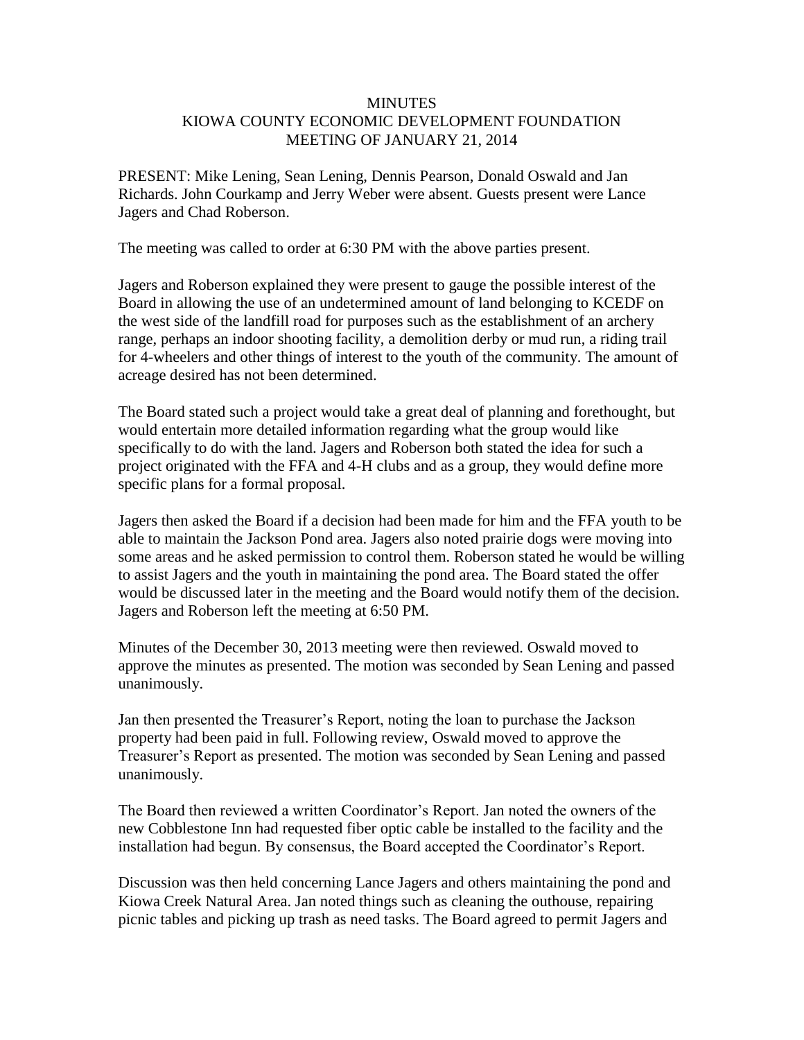# MINUTES
## KIOWA COUNTY ECONOMIC DEVELOPMENT FOUNDATION
## MEETING OF JANUARY 21, 2014

PRESENT: Mike Lening, Sean Lening, Dennis Pearson, Donald Oswald and Jan Richards. John Courkamp and Jerry Weber were absent. Guests present were Lance Jagers and Chad Roberson.

The meeting was called to order at 6:30 PM with the above parties present.

Jagers and Roberson explained they were present to gauge the possible interest of the Board in allowing the use of an undetermined amount of land belonging to KCEDF on the west side of the landfill road for purposes such as the establishment of an archery range, perhaps an indoor shooting facility, a demolition derby or mud run, a riding trail for 4-wheelers and other things of interest to the youth of the community. The amount of acreage desired has not been determined.

The Board stated such a project would take a great deal of planning and forethought, but would entertain more detailed information regarding what the group would like specifically to do with the land. Jagers and Roberson both stated the idea for such a project originated with the FFA and 4-H clubs and as a group, they would define more specific plans for a formal proposal.

Jagers then asked the Board if a decision had been made for him and the FFA youth to be able to maintain the Jackson Pond area. Jagers also noted prairie dogs were moving into some areas and he asked permission to control them. Roberson stated he would be willing to assist Jagers and the youth in maintaining the pond area. The Board stated the offer would be discussed later in the meeting and the Board would notify them of the decision. Jagers and Roberson left the meeting at 6:50 PM.

Minutes of the December 30, 2013 meeting were then reviewed. Oswald moved to approve the minutes as presented. The motion was seconded by Sean Lening and passed unanimously.

Jan then presented the Treasurer's Report, noting the loan to purchase the Jackson property had been paid in full. Following review, Oswald moved to approve the Treasurer's Report as presented. The motion was seconded by Sean Lening and passed unanimously.

The Board then reviewed a written Coordinator's Report. Jan noted the owners of the new Cobblestone Inn had requested fiber optic cable be installed to the facility and the installation had begun. By consensus, the Board accepted the Coordinator's Report.

Discussion was then held concerning Lance Jagers and others maintaining the pond and Kiowa Creek Natural Area. Jan noted things such as cleaning the outhouse, repairing picnic tables and picking up trash as need tasks. The Board agreed to permit Jagers and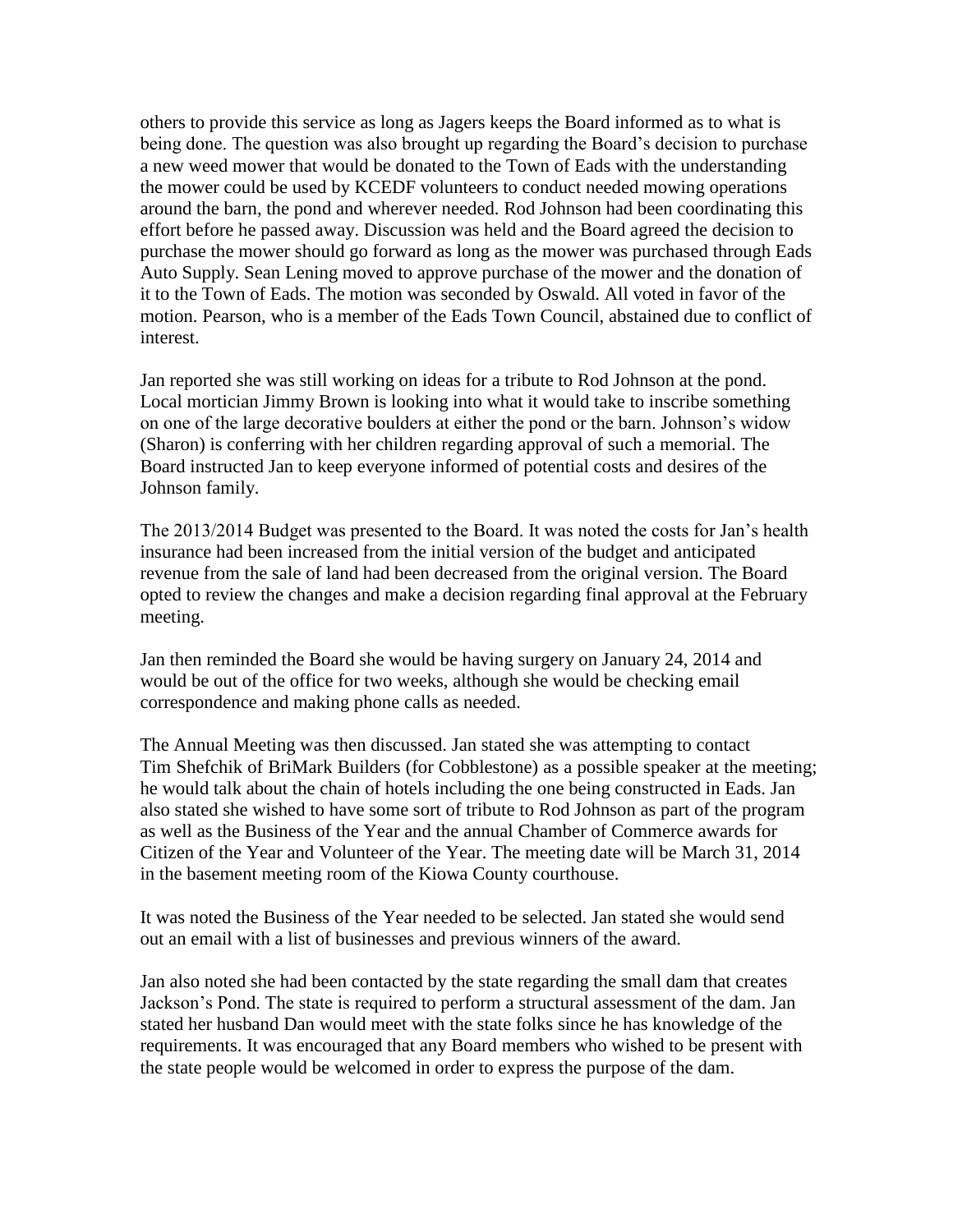others to provide this service as long as Jagers keeps the Board informed as to what is being done. The question was also brought up regarding the Board's decision to purchase a new weed mower that would be donated to the Town of Eads with the understanding the mower could be used by KCEDF volunteers to conduct needed mowing operations around the barn, the pond and wherever needed. Rod Johnson had been coordinating this effort before he passed away. Discussion was held and the Board agreed the decision to purchase the mower should go forward as long as the mower was purchased through Eads Auto Supply. Sean Lening moved to approve purchase of the mower and the donation of it to the Town of Eads. The motion was seconded by Oswald. All voted in favor of the motion. Pearson, who is a member of the Eads Town Council, abstained due to conflict of interest.

Jan reported she was still working on ideas for a tribute to Rod Johnson at the pond. Local mortician Jimmy Brown is looking into what it would take to inscribe something on one of the large decorative boulders at either the pond or the barn. Johnson's widow (Sharon) is conferring with her children regarding approval of such a memorial. The Board instructed Jan to keep everyone informed of potential costs and desires of the Johnson family.

The 2013/2014 Budget was presented to the Board. It was noted the costs for Jan's health insurance had been increased from the initial version of the budget and anticipated revenue from the sale of land had been decreased from the original version. The Board opted to review the changes and make a decision regarding final approval at the February meeting.

Jan then reminded the Board she would be having surgery on January 24, 2014 and would be out of the office for two weeks, although she would be checking email correspondence and making phone calls as needed.

The Annual Meeting was then discussed. Jan stated she was attempting to contact Tim Shefchik of BriMark Builders (for Cobblestone) as a possible speaker at the meeting; he would talk about the chain of hotels including the one being constructed in Eads. Jan also stated she wished to have some sort of tribute to Rod Johnson as part of the program as well as the Business of the Year and the annual Chamber of Commerce awards for Citizen of the Year and Volunteer of the Year. The meeting date will be March 31, 2014 in the basement meeting room of the Kiowa County courthouse.

It was noted the Business of the Year needed to be selected. Jan stated she would send out an email with a list of businesses and previous winners of the award.

Jan also noted she had been contacted by the state regarding the small dam that creates Jackson's Pond. The state is required to perform a structural assessment of the dam. Jan stated her husband Dan would meet with the state folks since he has knowledge of the requirements. It was encouraged that any Board members who wished to be present with the state people would be welcomed in order to express the purpose of the dam.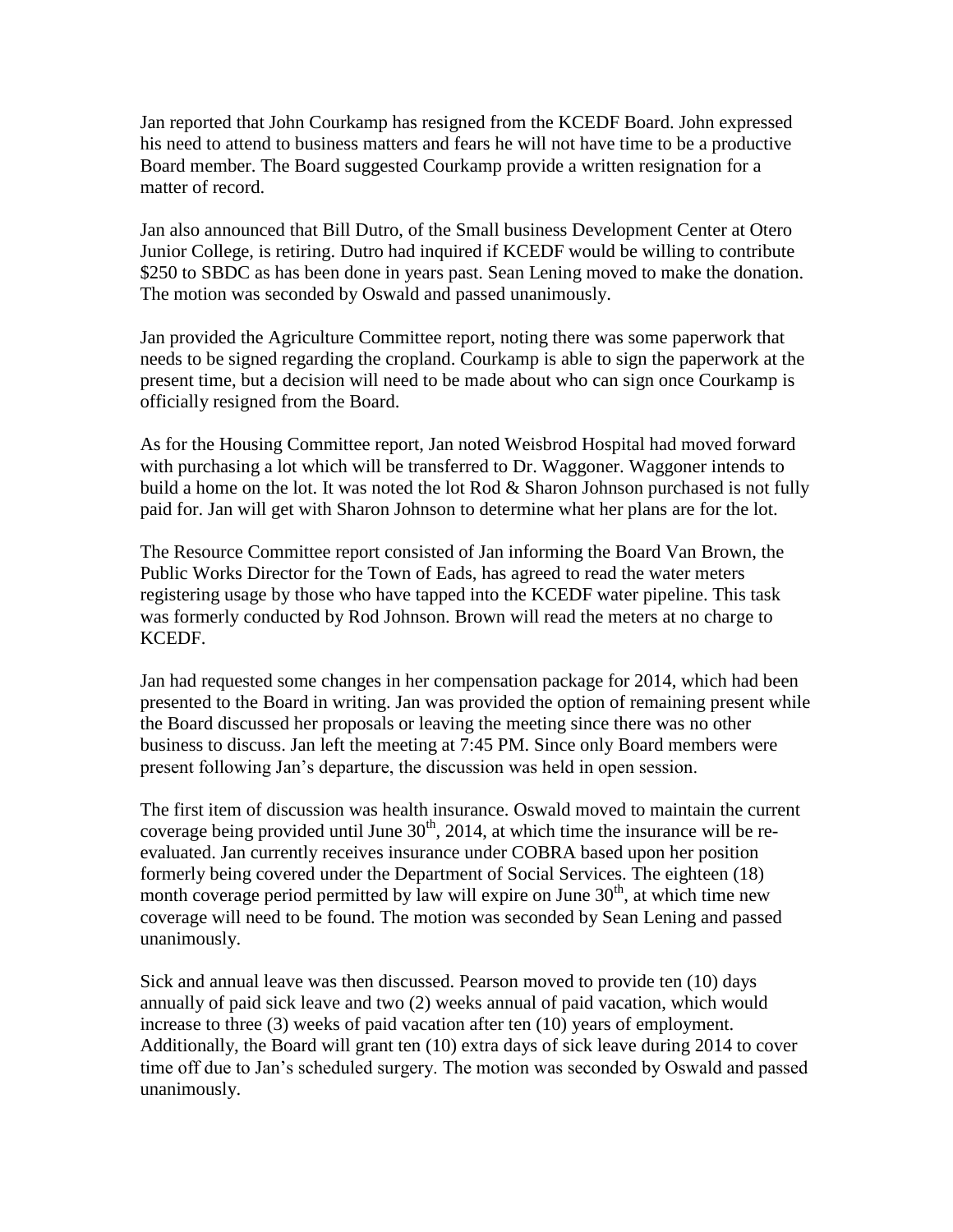Jan reported that John Courkamp has resigned from the KCEDF Board. John expressed his need to attend to business matters and fears he will not have time to be a productive Board member. The Board suggested Courkamp provide a written resignation for a matter of record.

Jan also announced that Bill Dutro, of the Small business Development Center at Otero Junior College, is retiring. Dutro had inquired if KCEDF would be willing to contribute $250 to SBDC as has been done in years past. Sean Lening moved to make the donation. The motion was seconded by Oswald and passed unanimously.

Jan provided the Agriculture Committee report, noting there was some paperwork that needs to be signed regarding the cropland. Courkamp is able to sign the paperwork at the present time, but a decision will need to be made about who can sign once Courkamp is officially resigned from the Board.

As for the Housing Committee report, Jan noted Weisbrod Hospital had moved forward with purchasing a lot which will be transferred to Dr. Waggoner. Waggoner intends to build a home on the lot. It was noted the lot Rod & Sharon Johnson purchased is not fully paid for. Jan will get with Sharon Johnson to determine what her plans are for the lot.

The Resource Committee report consisted of Jan informing the Board Van Brown, the Public Works Director for the Town of Eads, has agreed to read the water meters registering usage by those who have tapped into the KCEDF water pipeline. This task was formerly conducted by Rod Johnson. Brown will read the meters at no charge to KCEDF.

Jan had requested some changes in her compensation package for 2014, which had been presented to the Board in writing. Jan was provided the option of remaining present while the Board discussed her proposals or leaving the meeting since there was no other business to discuss. Jan left the meeting at 7:45 PM. Since only Board members were present following Jan's departure, the discussion was held in open session.

The first item of discussion was health insurance. Oswald moved to maintain the current coverage being provided until June 30th, 2014, at which time the insurance will be re-evaluated. Jan currently receives insurance under COBRA based upon her position formerly being covered under the Department of Social Services. The eighteen (18) month coverage period permitted by law will expire on June 30th, at which time new coverage will need to be found. The motion was seconded by Sean Lening and passed unanimously.

Sick and annual leave was then discussed. Pearson moved to provide ten (10) days annually of paid sick leave and two (2) weeks annual of paid vacation, which would increase to three (3) weeks of paid vacation after ten (10) years of employment. Additionally, the Board will grant ten (10) extra days of sick leave during 2014 to cover time off due to Jan's scheduled surgery. The motion was seconded by Oswald and passed unanimously.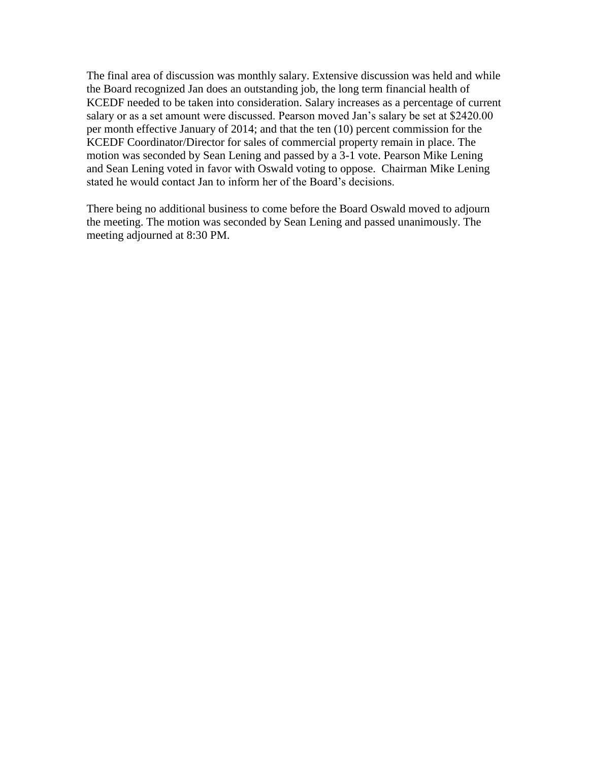The final area of discussion was monthly salary. Extensive discussion was held and while the Board recognized Jan does an outstanding job, the long term financial health of KCEDF needed to be taken into consideration. Salary increases as a percentage of current salary or as a set amount were discussed. Pearson moved Jan's salary be set at $2420.00 per month effective January of 2014; and that the ten (10) percent commission for the KCEDF Coordinator/Director for sales of commercial property remain in place. The motion was seconded by Sean Lening and passed by a 3-1 vote. Pearson Mike Lening and Sean Lening voted in favor with Oswald voting to oppose. Chairman Mike Lening stated he would contact Jan to inform her of the Board's decisions.

There being no additional business to come before the Board Oswald moved to adjourn the meeting. The motion was seconded by Sean Lening and passed unanimously. The meeting adjourned at 8:30 PM.